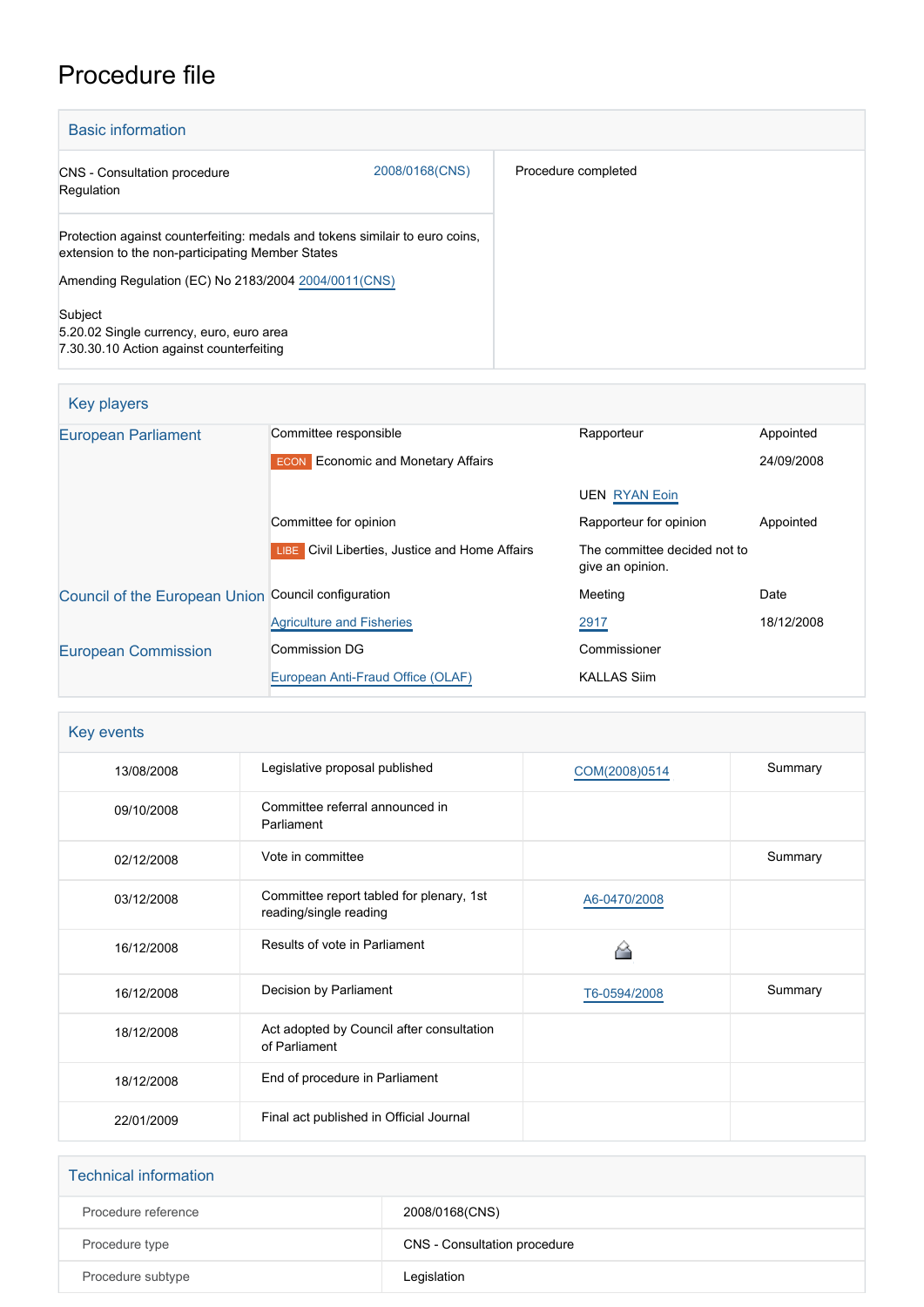# Procedure file

## Basic information

| | |
|---|---|
| CNS - Consultation procedure<br>Regulation | 2008/0168(CNS) |
| Procedure completed | |

Protection against counterfeiting: medals and tokens similair to euro coins, extension to the non-participating Member States

Amending Regulation (EC) No 2183/2004 2004/0011(CNS)

Subject
5.20.02 Single currency, euro, euro area
7.30.30.10 Action against counterfeiting

## Key players

| | | | |
|---|---|---|---|
| European Parliament | Committee responsible | Rapporteur | Appointed |
| | ECON Economic and Monetary Affairs | | 24/09/2008 |
| | | UEN RYAN Eoin | |
| | Committee for opinion | Rapporteur for opinion | Appointed |
| | LIBE Civil Liberties, Justice and Home Affairs | The committee decided not to give an opinion. | |
| Council of the European Union | Council configuration | Meeting | Date |
| | Agriculture and Fisheries | 2917 | 18/12/2008 |
| European Commission | Commission DG | Commissioner | |
| | European Anti-Fraud Office (OLAF) | KALLAS Siim | |

## Key events

| | | | |
|---|---|---|---|
| 13/08/2008 | Legislative proposal published | COM(2008)0514 | Summary |
| 09/10/2008 | Committee referral announced in Parliament | | |
| 02/12/2008 | Vote in committee | | Summary |
| 03/12/2008 | Committee report tabled for plenary, 1st reading/single reading | A6-0470/2008 | |
| 16/12/2008 | Results of vote in Parliament | | |
| 16/12/2008 | Decision by Parliament | T6-0594/2008 | Summary |
| 18/12/2008 | Act adopted by Council after consultation of Parliament | | |
| 18/12/2008 | End of procedure in Parliament | | |
| 22/01/2009 | Final act published in Official Journal | | |

## Technical information

| | |
|---|---|
| Procedure reference | 2008/0168(CNS) |
| Procedure type | CNS - Consultation procedure |
| Procedure subtype | Legislation |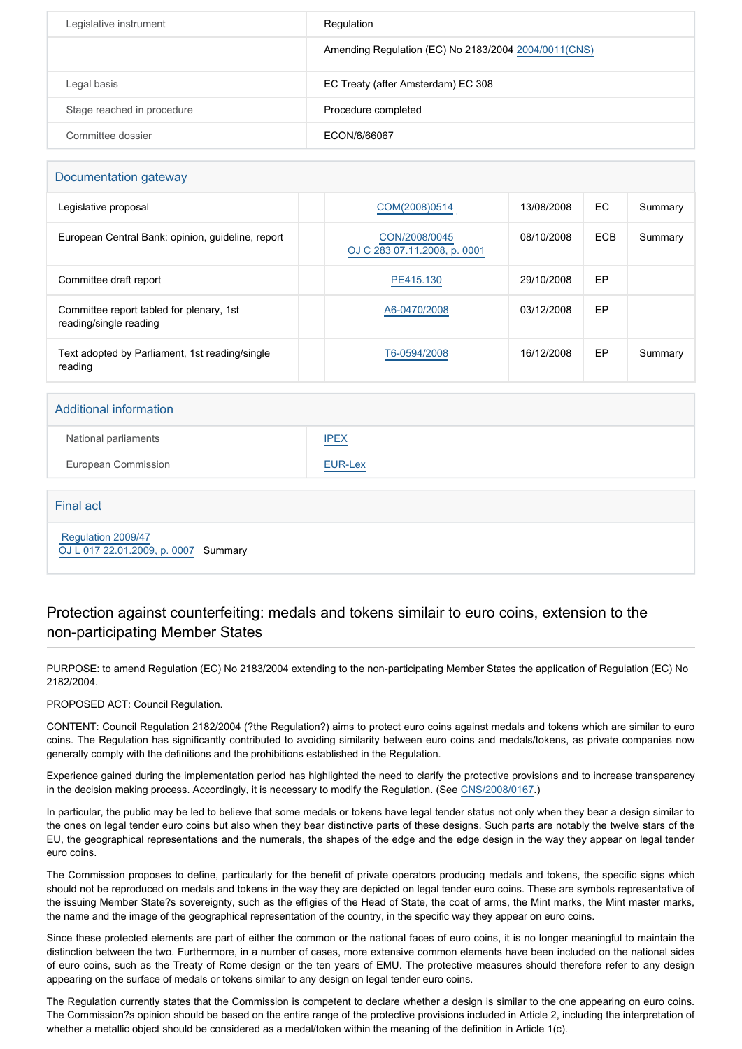| Legislative instrument | Regulation |
|---|---|
| | Amending Regulation (EC) No 2183/2004 2004/0011(CNS) |
| Legal basis | EC Treaty (after Amsterdam) EC 308 |
| Stage reached in procedure | Procedure completed |
| Committee dossier | ECON/6/66067 |

## Documentation gateway

| | | | | | |
|---|---|---|---|---|---|
| Legislative proposal | | COM(2008)0514 | 13/08/2008 | EC | Summary |
| European Central Bank: opinion, guideline, report | | CON/2008/0045 OJ C 283 07.11.2008, p. 0001 | 08/10/2008 | ECB | Summary |
| Committee draft report | | PE415.130 | 29/10/2008 | EP | |
| Committee report tabled for plenary, 1st reading/single reading | | A6-0470/2008 | 03/12/2008 | EP | |
| Text adopted by Parliament, 1st reading/single reading | | T6-0594/2008 | 16/12/2008 | EP | Summary |

## Additional information

| | |
|---|---|
| National parliaments | IPEX |
| European Commission | EUR-Lex |

## Final act

Regulation 2009/47
OJ L 017 22.01.2009, p. 0007 Summary

# Protection against counterfeiting: medals and tokens similair to euro coins, extension to the non-participating Member States

PURPOSE: to amend Regulation (EC) No 2183/2004 extending to the non-participating Member States the application of Regulation (EC) No 2182/2004.

PROPOSED ACT: Council Regulation.

CONTENT: Council Regulation 2182/2004 (?the Regulation?) aims to protect euro coins against medals and tokens which are similar to euro coins. The Regulation has significantly contributed to avoiding similarity between euro coins and medals/tokens, as private companies now generally comply with the definitions and the prohibitions established in the Regulation.

Experience gained during the implementation period has highlighted the need to clarify the protective provisions and to increase transparency in the decision making process. Accordingly, it is necessary to modify the Regulation. (See CNS/2008/0167.)

In particular, the public may be led to believe that some medals or tokens have legal tender status not only when they bear a design similar to the ones on legal tender euro coins but also when they bear distinctive parts of these designs. Such parts are notably the twelve stars of the EU, the geographical representations and the numerals, the shapes of the edge and the edge design in the way they appear on legal tender euro coins.

The Commission proposes to define, particularly for the benefit of private operators producing medals and tokens, the specific signs which should not be reproduced on medals and tokens in the way they are depicted on legal tender euro coins. These are symbols representative of the issuing Member State?s sovereignty, such as the effigies of the Head of State, the coat of arms, the Mint marks, the Mint master marks, the name and the image of the geographical representation of the country, in the specific way they appear on euro coins.

Since these protected elements are part of either the common or the national faces of euro coins, it is no longer meaningful to maintain the distinction between the two. Furthermore, in a number of cases, more extensive common elements have been included on the national sides of euro coins, such as the Treaty of Rome design or the ten years of EMU. The protective measures should therefore refer to any design appearing on the surface of medals or tokens similar to any design on legal tender euro coins.

The Regulation currently states that the Commission is competent to declare whether a design is similar to the one appearing on euro coins. The Commission?s opinion should be based on the entire range of the protective provisions included in Article 2, including the interpretation of whether a metallic object should be considered as a medal/token within the meaning of the definition in Article 1(c).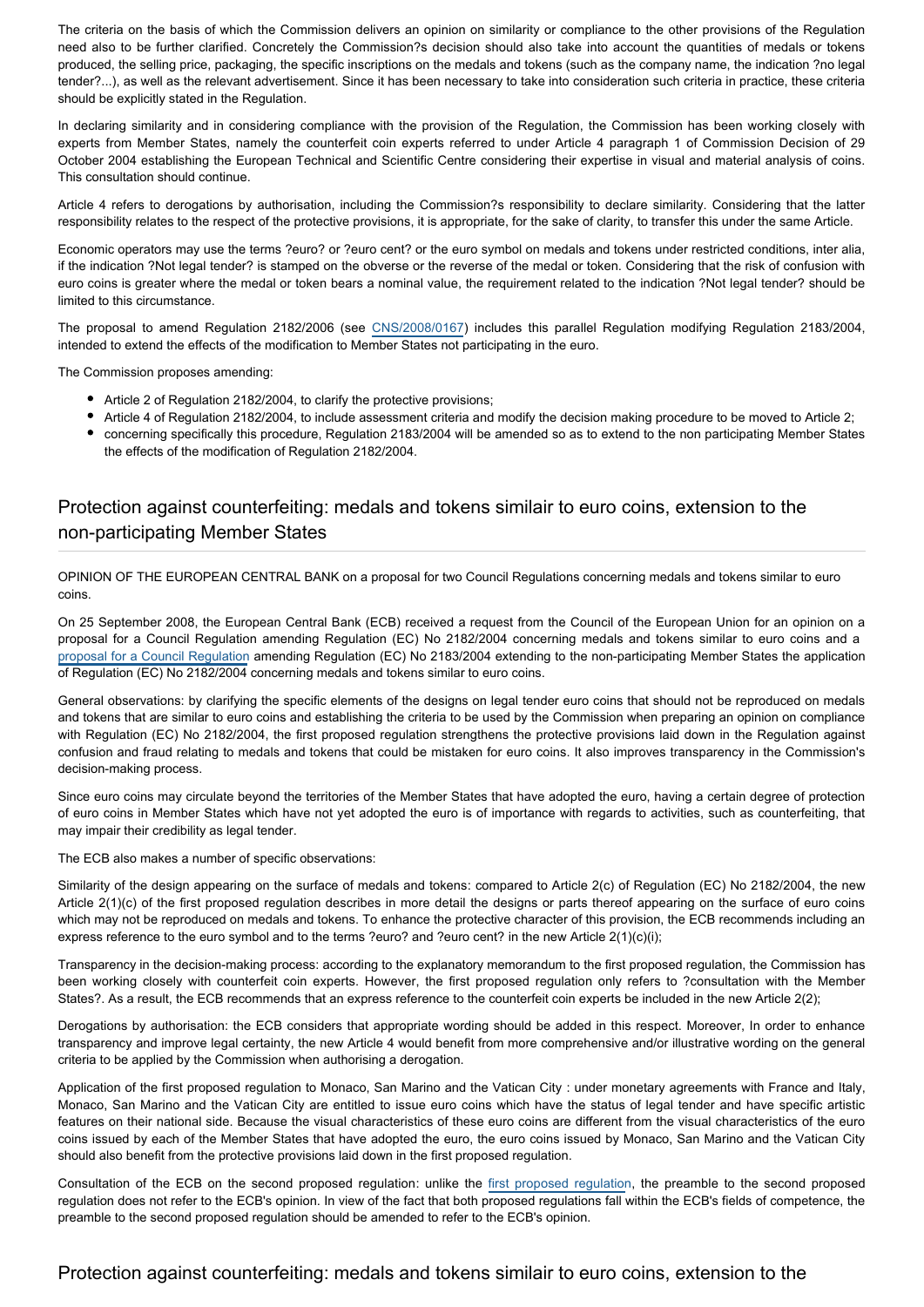The criteria on the basis of which the Commission delivers an opinion on similarity or compliance to the other provisions of the Regulation need also to be further clarified. Concretely the Commission?s decision should also take into account the quantities of medals or tokens produced, the selling price, packaging, the specific inscriptions on the medals and tokens (such as the company name, the indication ?no legal tender?...), as well as the relevant advertisement. Since it has been necessary to take into consideration such criteria in practice, these criteria should be explicitly stated in the Regulation.

In declaring similarity and in considering compliance with the provision of the Regulation, the Commission has been working closely with experts from Member States, namely the counterfeit coin experts referred to under Article 4 paragraph 1 of Commission Decision of 29 October 2004 establishing the European Technical and Scientific Centre considering their expertise in visual and material analysis of coins. This consultation should continue.

Article 4 refers to derogations by authorisation, including the Commission?s responsibility to declare similarity. Considering that the latter responsibility relates to the respect of the protective provisions, it is appropriate, for the sake of clarity, to transfer this under the same Article.

Economic operators may use the terms ?euro? or ?euro cent? or the euro symbol on medals and tokens under restricted conditions, inter alia, if the indication ?Not legal tender? is stamped on the obverse or the reverse of the medal or token. Considering that the risk of confusion with euro coins is greater where the medal or token bears a nominal value, the requirement related to the indication ?Not legal tender? should be limited to this circumstance.

The proposal to amend Regulation 2182/2006 (see CNS/2008/0167) includes this parallel Regulation modifying Regulation 2183/2004, intended to extend the effects of the modification to Member States not participating in the euro.

The Commission proposes amending:

- Article 2 of Regulation 2182/2004, to clarify the protective provisions;
- Article 4 of Regulation 2182/2004, to include assessment criteria and modify the decision making procedure to be moved to Article 2;
- concerning specifically this procedure, Regulation 2183/2004 will be amended so as to extend to the non participating Member States the effects of the modification of Regulation 2182/2004.

## Protection against counterfeiting: medals and tokens similair to euro coins, extension to the non-participating Member States

OPINION OF THE EUROPEAN CENTRAL BANK on a proposal for two Council Regulations concerning medals and tokens similar to euro coins.

On 25 September 2008, the European Central Bank (ECB) received a request from the Council of the European Union for an opinion on a proposal for a Council Regulation amending Regulation (EC) No 2182/2004 concerning medals and tokens similar to euro coins and a proposal for a Council Regulation amending Regulation (EC) No 2183/2004 extending to the non-participating Member States the application of Regulation (EC) No 2182/2004 concerning medals and tokens similar to euro coins.

General observations: by clarifying the specific elements of the designs on legal tender euro coins that should not be reproduced on medals and tokens that are similar to euro coins and establishing the criteria to be used by the Commission when preparing an opinion on compliance with Regulation (EC) No 2182/2004, the first proposed regulation strengthens the protective provisions laid down in the Regulation against confusion and fraud relating to medals and tokens that could be mistaken for euro coins. It also improves transparency in the Commission's decision-making process.

Since euro coins may circulate beyond the territories of the Member States that have adopted the euro, having a certain degree of protection of euro coins in Member States which have not yet adopted the euro is of importance with regards to activities, such as counterfeiting, that may impair their credibility as legal tender.

The ECB also makes a number of specific observations:

Similarity of the design appearing on the surface of medals and tokens: compared to Article 2(c) of Regulation (EC) No 2182/2004, the new Article 2(1)(c) of the first proposed regulation describes in more detail the designs or parts thereof appearing on the surface of euro coins which may not be reproduced on medals and tokens. To enhance the protective character of this provision, the ECB recommends including an express reference to the euro symbol and to the terms ?euro? and ?euro cent? in the new Article 2(1)(c)(i);

Transparency in the decision-making process: according to the explanatory memorandum to the first proposed regulation, the Commission has been working closely with counterfeit coin experts. However, the first proposed regulation only refers to ?consultation with the Member States?. As a result, the ECB recommends that an express reference to the counterfeit coin experts be included in the new Article 2(2);

Derogations by authorisation: the ECB considers that appropriate wording should be added in this respect. Moreover, In order to enhance transparency and improve legal certainty, the new Article 4 would benefit from more comprehensive and/or illustrative wording on the general criteria to be applied by the Commission when authorising a derogation.

Application of the first proposed regulation to Monaco, San Marino and the Vatican City : under monetary agreements with France and Italy, Monaco, San Marino and the Vatican City are entitled to issue euro coins which have the status of legal tender and have specific artistic features on their national side. Because the visual characteristics of these euro coins are different from the visual characteristics of the euro coins issued by each of the Member States that have adopted the euro, the euro coins issued by Monaco, San Marino and the Vatican City should also benefit from the protective provisions laid down in the first proposed regulation.

Consultation of the ECB on the second proposed regulation: unlike the first proposed regulation, the preamble to the second proposed regulation does not refer to the ECB's opinion. In view of the fact that both proposed regulations fall within the ECB's fields of competence, the preamble to the second proposed regulation should be amended to refer to the ECB's opinion.

## Protection against counterfeiting: medals and tokens similair to euro coins, extension to the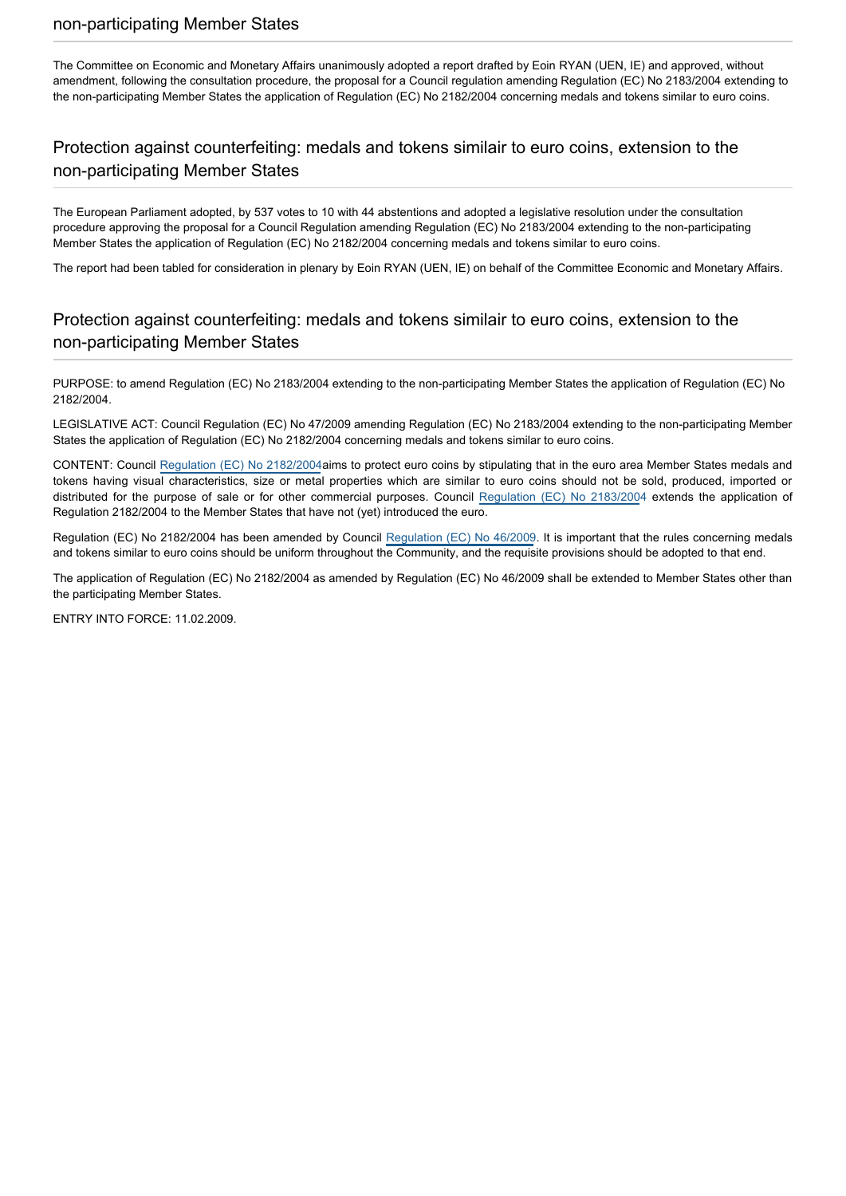## non-participating Member States

The Committee on Economic and Monetary Affairs unanimously adopted a report drafted by Eoin RYAN (UEN, IE) and approved, without amendment, following the consultation procedure, the proposal for a Council regulation amending Regulation (EC) No 2183/2004 extending to the non-participating Member States the application of Regulation (EC) No 2182/2004 concerning medals and tokens similar to euro coins.

## Protection against counterfeiting: medals and tokens similair to euro coins, extension to the non-participating Member States

The European Parliament adopted, by 537 votes to 10 with 44 abstentions and adopted a legislative resolution under the consultation procedure approving the proposal for a Council Regulation amending Regulation (EC) No 2183/2004 extending to the non-participating Member States the application of Regulation (EC) No 2182/2004 concerning medals and tokens similar to euro coins.

The report had been tabled for consideration in plenary by Eoin RYAN (UEN, IE) on behalf of the Committee Economic and Monetary Affairs.

## Protection against counterfeiting: medals and tokens similair to euro coins, extension to the non-participating Member States

PURPOSE: to amend Regulation (EC) No 2183/2004 extending to the non-participating Member States the application of Regulation (EC) No 2182/2004.

LEGISLATIVE ACT: Council Regulation (EC) No 47/2009 amending Regulation (EC) No 2183/2004 extending to the non-participating Member States the application of Regulation (EC) No 2182/2004 concerning medals and tokens similar to euro coins.

CONTENT: Council Regulation (EC) No 2182/2004aims to protect euro coins by stipulating that in the euro area Member States medals and tokens having visual characteristics, size or metal properties which are similar to euro coins should not be sold, produced, imported or distributed for the purpose of sale or for other commercial purposes. Council Regulation (EC) No 2183/2004 extends the application of Regulation 2182/2004 to the Member States that have not (yet) introduced the euro.

Regulation (EC) No 2182/2004 has been amended by Council Regulation (EC) No 46/2009. It is important that the rules concerning medals and tokens similar to euro coins should be uniform throughout the Community, and the requisite provisions should be adopted to that end.

The application of Regulation (EC) No 2182/2004 as amended by Regulation (EC) No 46/2009 shall be extended to Member States other than the participating Member States.

ENTRY INTO FORCE: 11.02.2009.